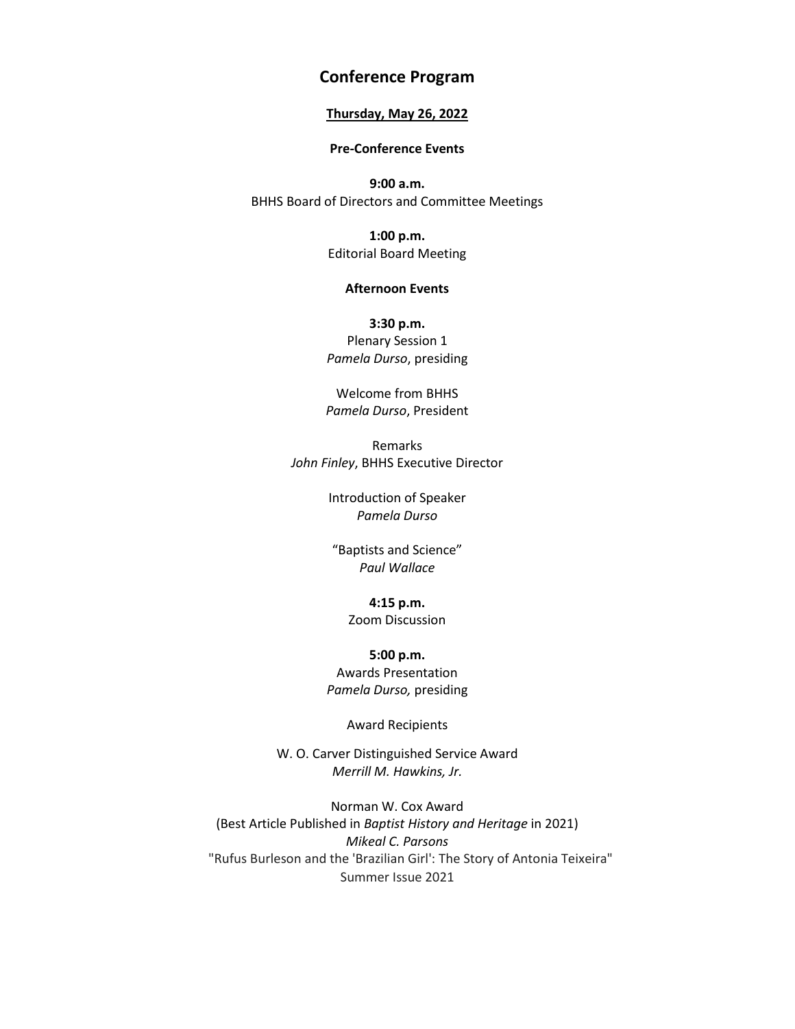# Conference Program

**Thursday, May 26, 2022**

**Pre-Conference Events**

**9:00 a.m.**
BHHS Board of Directors and Committee Meetings

**1:00 p.m.**
Editorial Board Meeting

**Afternoon Events**

**3:30 p.m.**
Plenary Session 1
*Pamela Durso*, presiding

Welcome from BHHS
*Pamela Durso*, President

Remarks
*John Finley*, BHHS Executive Director

Introduction of Speaker
*Pamela Durso*

"Baptists and Science"
*Paul Wallace*

**4:15 p.m.**
Zoom Discussion

**5:00 p.m.**
Awards Presentation
*Pamela Durso,* presiding

Award Recipients

W. O. Carver Distinguished Service Award
*Merrill M. Hawkins, Jr.*

Norman W. Cox Award
(Best Article Published in *Baptist History and Heritage* in 2021)
*Mikeal C. Parsons*
"Rufus Burleson and the 'Brazilian Girl': The Story of Antonia Teixeira"
Summer Issue 2021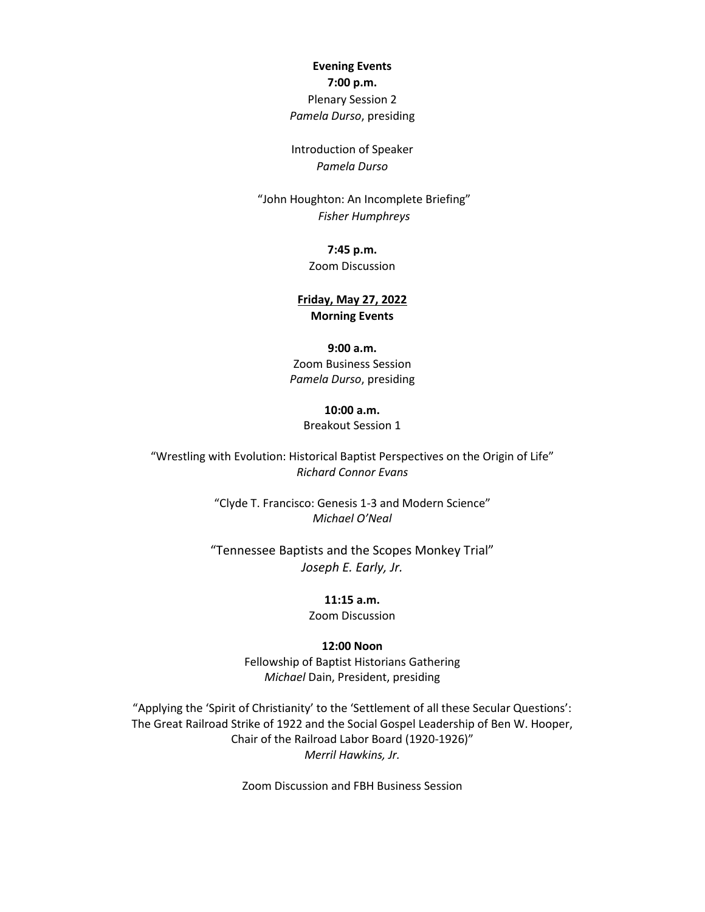**Evening Events**

**7:00 p.m.**

Plenary Session 2

*Pamela Durso*, presiding

Introduction of Speaker

*Pamela Durso*

"John Houghton: An Incomplete Briefing"

*Fisher Humphreys*

**7:45 p.m.**

Zoom Discussion

## **Friday, May 27, 2022**

**Morning Events**

**9:00 a.m.**

Zoom Business Session

*Pamela Durso*, presiding

**10:00 a.m.**

Breakout Session 1

"Wrestling with Evolution: Historical Baptist Perspectives on the Origin of Life"

*Richard Connor Evans*

"Clyde T. Francisco: Genesis 1-3 and Modern Science"

*Michael O'Neal*

"Tennessee Baptists and the Scopes Monkey Trial"

*Joseph E. Early, Jr.*

**11:15 a.m.**

Zoom Discussion

**12:00 Noon**

Fellowship of Baptist Historians Gathering

*Michael* Dain, President, presiding

"Applying the 'Spirit of Christianity' to the 'Settlement of all these Secular Questions': The Great Railroad Strike of 1922 and the Social Gospel Leadership of Ben W. Hooper, Chair of the Railroad Labor Board (1920-1926)"

*Merril Hawkins, Jr.*

Zoom Discussion and FBH Business Session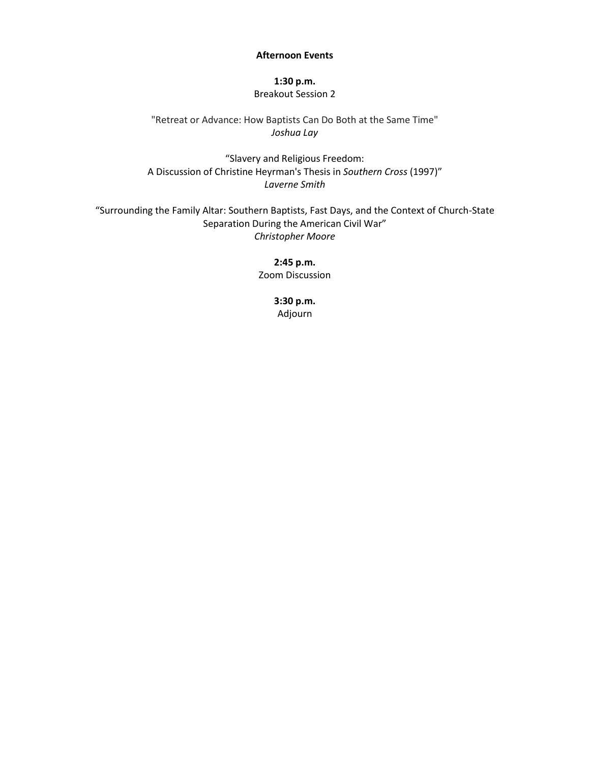**Afternoon Events**

**1:30 p.m.**
Breakout Session 2

"Retreat or Advance: How Baptists Can Do Both at the Same Time"
*Joshua Lay*

“Slavery and Religious Freedom:
A Discussion of Christine Heyrman's Thesis in *Southern Cross* (1997)”
*Laverne Smith*

“Surrounding the Family Altar: Southern Baptists, Fast Days, and the Context of Church-State Separation During the American Civil War”
*Christopher Moore*

**2:45 p.m.**
Zoom Discussion

**3:30 p.m.**
Adjourn